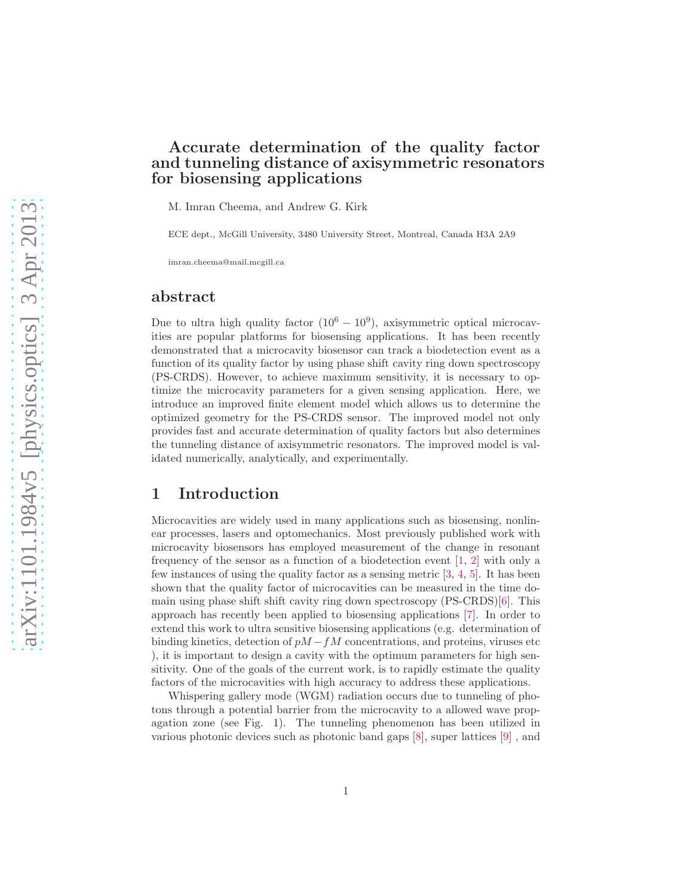# Accurate determination of the quality factor and tunneling distance of axisymmetric resonators for biosensing applications

M. Imran Cheema, and Andrew G. Kirk

ECE dept., McGill University, 3480 University Street, Montreal, Canada H3A 2A9

imran.cheema@mail.mcgill.ca

## abstract

Due to ultra high quality factor ($10^6 - 10^9$), axisymmetric optical microcavities are popular platforms for biosensing applications. It has been recently demonstrated that a microcavity biosensor can track a biodetection event as a function of its quality factor by using phase shift cavity ring down spectroscopy (PS-CRDS). However, to achieve maximum sensitivity, it is necessary to optimize the microcavity parameters for a given sensing application. Here, we introduce an improved finite element model which allows us to determine the optimized geometry for the PS-CRDS sensor. The improved model not only provides fast and accurate determination of quality factors but also determines the tunneling distance of axisymmetric resonators. The improved model is validated numerically, analytically, and experimentally.

## 1 Introduction

Microcavities are widely used in many applications such as biosensing, nonlinear processes, lasers and optomechanics. Most previously published work with microcavity biosensors has employed measurement of the change in resonant frequency of the sensor as a function of a biodetection event [1, 2] with only a few instances of using the quality factor as a sensing metric [3, 4, 5]. It has been shown that the quality factor of microcavities can be measured in the time domain using phase shift shift cavity ring down spectroscopy (PS-CRDS)[6]. This approach has recently been applied to biosensing applications [7]. In order to extend this work to ultra sensitive biosensing applications (e.g. determination of binding kinetics, detection of $pM - fM$ concentrations, and proteins, viruses etc ), it is important to design a cavity with the optimum parameters for high sensitivity. One of the goals of the current work, is to rapidly estimate the quality factors of the microcavities with high accuracy to address these applications.

Whispering gallery mode (WGM) radiation occurs due to tunneling of photons through a potential barrier from the microcavity to a allowed wave propagation zone (see Fig. 1). The tunneling phenomenon has been utilized in various photonic devices such as photonic band gaps [8], super lattices [9] , and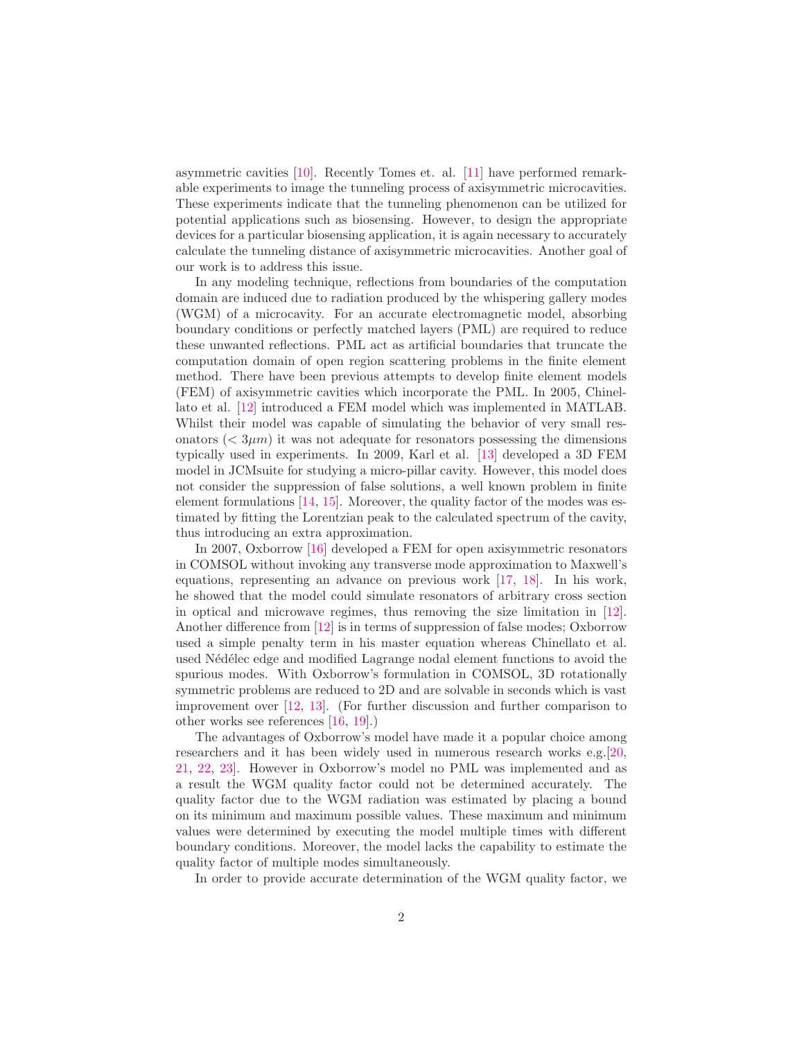asymmetric cavities [10]. Recently Tomes et. al. [11] have performed remarkable experiments to image the tunneling process of axisymmetric microcavities. These experiments indicate that the tunneling phenomenon can be utilized for potential applications such as biosensing. However, to design the appropriate devices for a particular biosensing application, it is again necessary to accurately calculate the tunneling distance of axisymmetric microcavities. Another goal of our work is to address this issue.

In any modeling technique, reflections from boundaries of the computation domain are induced due to radiation produced by the whispering gallery modes (WGM) of a microcavity. For an accurate electromagnetic model, absorbing boundary conditions or perfectly matched layers (PML) are required to reduce these unwanted reflections. PML act as artificial boundaries that truncate the computation domain of open region scattering problems in the finite element method. There have been previous attempts to develop finite element models (FEM) of axisymmetric cavities which incorporate the PML. In 2005, Chinellato et al. [12] introduced a FEM model which was implemented in MATLAB. Whilst their model was capable of simulating the behavior of very small resonators ($< 3\mu m$) it was not adequate for resonators possessing the dimensions typically used in experiments. In 2009, Karl et al. [13] developed a 3D FEM model in JCMsuite for studying a micro-pillar cavity. However, this model does not consider the suppression of false solutions, a well known problem in finite element formulations [14, 15]. Moreover, the quality factor of the modes was estimated by fitting the Lorentzian peak to the calculated spectrum of the cavity, thus introducing an extra approximation.

In 2007, Oxborrow [16] developed a FEM for open axisymmetric resonators in COMSOL without invoking any transverse mode approximation to Maxwell's equations, representing an advance on previous work [17, 18]. In his work, he showed that the model could simulate resonators of arbitrary cross section in optical and microwave regimes, thus removing the size limitation in [12]. Another difference from [12] is in terms of suppression of false modes; Oxborrow used a simple penalty term in his master equation whereas Chinellato et al. used Nédélec edge and modified Lagrange nodal element functions to avoid the spurious modes. With Oxborrow's formulation in COMSOL, 3D rotationally symmetric problems are reduced to 2D and are solvable in seconds which is vast improvement over [12, 13]. (For further discussion and further comparison to other works see references [16, 19].)

The advantages of Oxborrow's model have made it a popular choice among researchers and it has been widely used in numerous research works e.g.[20, 21, 22, 23]. However in Oxborrow's model no PML was implemented and as a result the WGM quality factor could not be determined accurately. The quality factor due to the WGM radiation was estimated by placing a bound on its minimum and maximum possible values. These maximum and minimum values were determined by executing the model multiple times with different boundary conditions. Moreover, the model lacks the capability to estimate the quality factor of multiple modes simultaneously.

In order to provide accurate determination of the WGM quality factor, we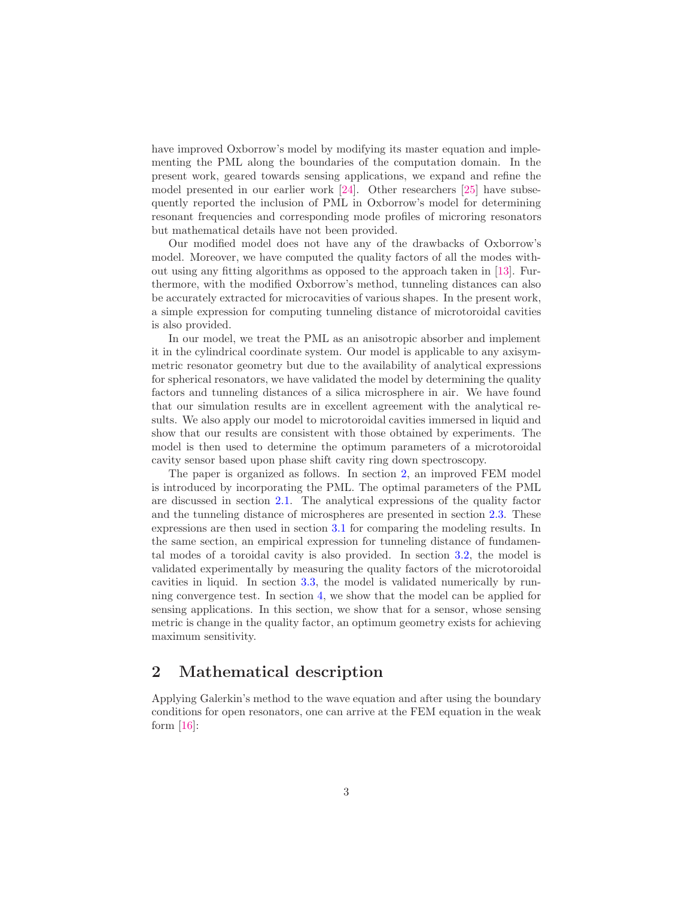have improved Oxborrow's model by modifying its master equation and implementing the PML along the boundaries of the computation domain. In the present work, geared towards sensing applications, we expand and refine the model presented in our earlier work [24]. Other researchers [25] have subsequently reported the inclusion of PML in Oxborrow's model for determining resonant frequencies and corresponding mode profiles of microring resonators but mathematical details have not been provided.

Our modified model does not have any of the drawbacks of Oxborrow's model. Moreover, we have computed the quality factors of all the modes without using any fitting algorithms as opposed to the approach taken in [13]. Furthermore, with the modified Oxborrow's method, tunneling distances can also be accurately extracted for microcavities of various shapes. In the present work, a simple expression for computing tunneling distance of microtoroidal cavities is also provided.

In our model, we treat the PML as an anisotropic absorber and implement it in the cylindrical coordinate system. Our model is applicable to any axisymmetric resonator geometry but due to the availability of analytical expressions for spherical resonators, we have validated the model by determining the quality factors and tunneling distances of a silica microsphere in air. We have found that our simulation results are in excellent agreement with the analytical results. We also apply our model to microtoroidal cavities immersed in liquid and show that our results are consistent with those obtained by experiments. The model is then used to determine the optimum parameters of a microtoroidal cavity sensor based upon phase shift cavity ring down spectroscopy.

The paper is organized as follows. In section 2, an improved FEM model is introduced by incorporating the PML. The optimal parameters of the PML are discussed in section 2.1. The analytical expressions of the quality factor and the tunneling distance of microspheres are presented in section 2.3. These expressions are then used in section 3.1 for comparing the modeling results. In the same section, an empirical expression for tunneling distance of fundamental modes of a toroidal cavity is also provided. In section 3.2, the model is validated experimentally by measuring the quality factors of the microtoroidal cavities in liquid. In section 3.3, the model is validated numerically by running convergence test. In section 4, we show that the model can be applied for sensing applications. In this section, we show that for a sensor, whose sensing metric is change in the quality factor, an optimum geometry exists for achieving maximum sensitivity.

## 2 Mathematical description

Applying Galerkin's method to the wave equation and after using the boundary conditions for open resonators, one can arrive at the FEM equation in the weak form [16]: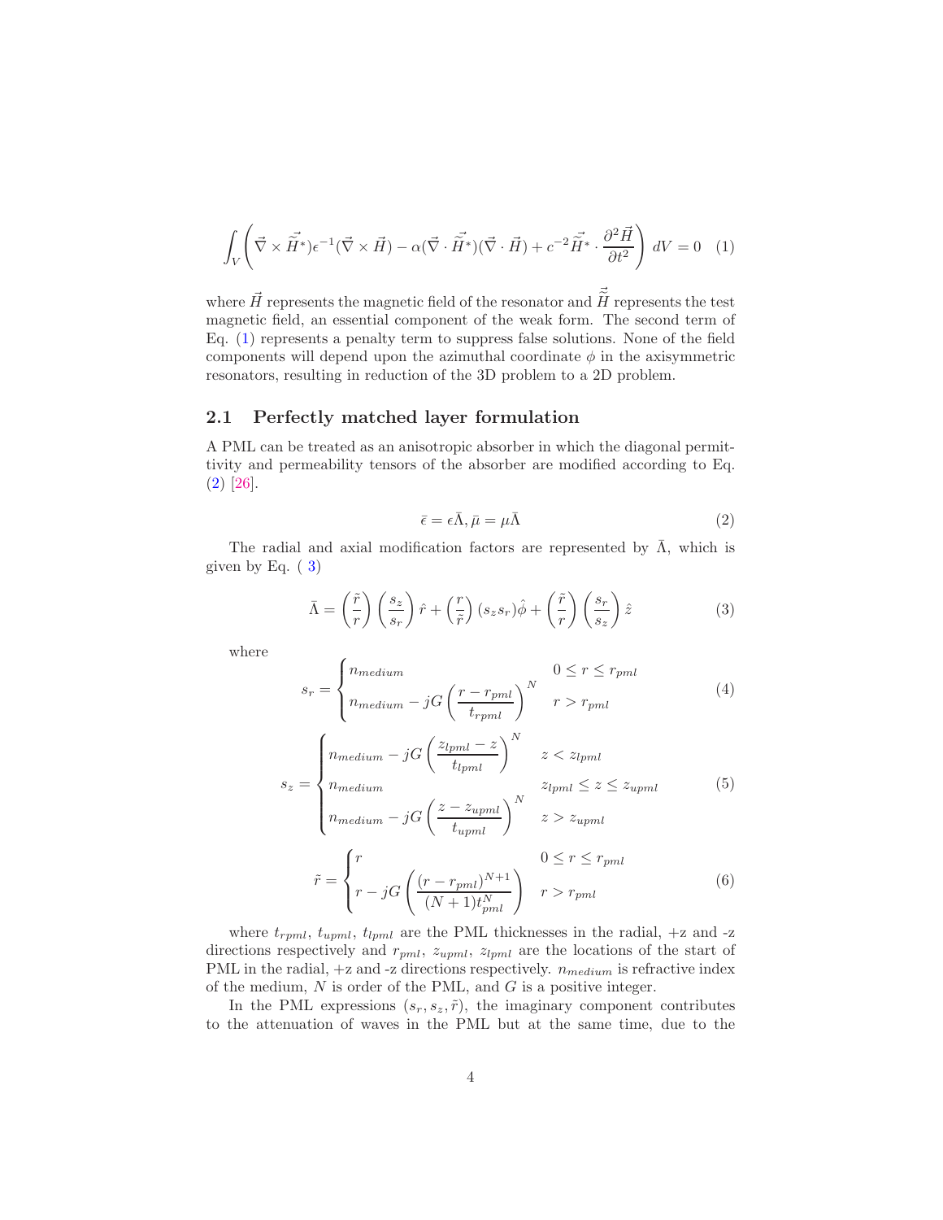$$\int_V \left( \vec{\nabla} \times \vec{\tilde{H}}^{*}) \epsilon^{-1} (\vec{\nabla} \times \vec{H}) - \alpha (\vec{\nabla} \cdot \vec{\tilde{H}}^{*})(\vec{\nabla} \cdot \vec{H}) + c^{-2} \vec{\tilde{H}}^{*} \cdot \frac{\partial^2 \vec{H}}{\partial t^2} \right) dV = 0 \quad (1)$$

where $\vec{H}$ represents the magnetic field of the resonator and $\vec{\tilde{H}}$ represents the test magnetic field, an essential component of the weak form. The second term of Eq. (1) represents a penalty term to suppress false solutions. None of the field components will depend upon the azimuthal coordinate $\phi$ in the axisymmetric resonators, resulting in reduction of the 3D problem to a 2D problem.

## 2.1 Perfectly matched layer formulation

A PML can be treated as an anisotropic absorber in which the diagonal permittivity and permeability tensors of the absorber are modified according to Eq. (2) [26].

$$\bar{\epsilon} = \epsilon \bar{\Lambda}, \bar{\mu} = \mu \bar{\Lambda} \quad (2)$$

The radial and axial modification factors are represented by $\bar{\Lambda}$, which is given by Eq. ( 3)

$$\bar{\Lambda} = \left(\frac{\tilde{r}}{r}\right)\left(\frac{s_z}{s_r}\right)\hat{r} + \left(\frac{r}{\tilde{r}}\right)(s_z s_r)\hat{\phi} + \left(\frac{\tilde{r}}{r}\right)\left(\frac{s_r}{s_z}\right)\hat{z} \quad (3)$$

where

$$s_r = \begin{cases} n_{medium} & 0 \le r \le r_{pml} \\ n_{medium} - jG\left(\dfrac{r - r_{pml}}{t_{rpml}}\right)^N & r > r_{pml} \end{cases} \quad (4)$$

$$s_z = \begin{cases} n_{medium} - jG\left(\dfrac{z_{lpml} - z}{t_{lpml}}\right)^N & z < z_{lpml} \\ n_{medium} & z_{lpml} \le z \le z_{upml} \\ n_{medium} - jG\left(\dfrac{z - z_{upml}}{t_{upml}}\right)^N & z > z_{upml} \end{cases} \quad (5)$$

$$\tilde{r} = \begin{cases} r & 0 \le r \le r_{pml} \\ r - jG\left(\dfrac{(r - r_{pml})^{N+1}}{(N+1)t_{pml}^N}\right) & r > r_{pml} \end{cases} \quad (6)$$

where $t_{rpml}$, $t_{upml}$, $t_{lpml}$ are the PML thicknesses in the radial, +z and -z directions respectively and $r_{pml}$, $z_{upml}$, $z_{lpml}$ are the locations of the start of PML in the radial, +z and -z directions respectively. $n_{medium}$ is refractive index of the medium, $N$ is order of the PML, and $G$ is a positive integer.

In the PML expressions $(s_r, s_z, \tilde{r})$, the imaginary component contributes to the attenuation of waves in the PML but at the same time, due to the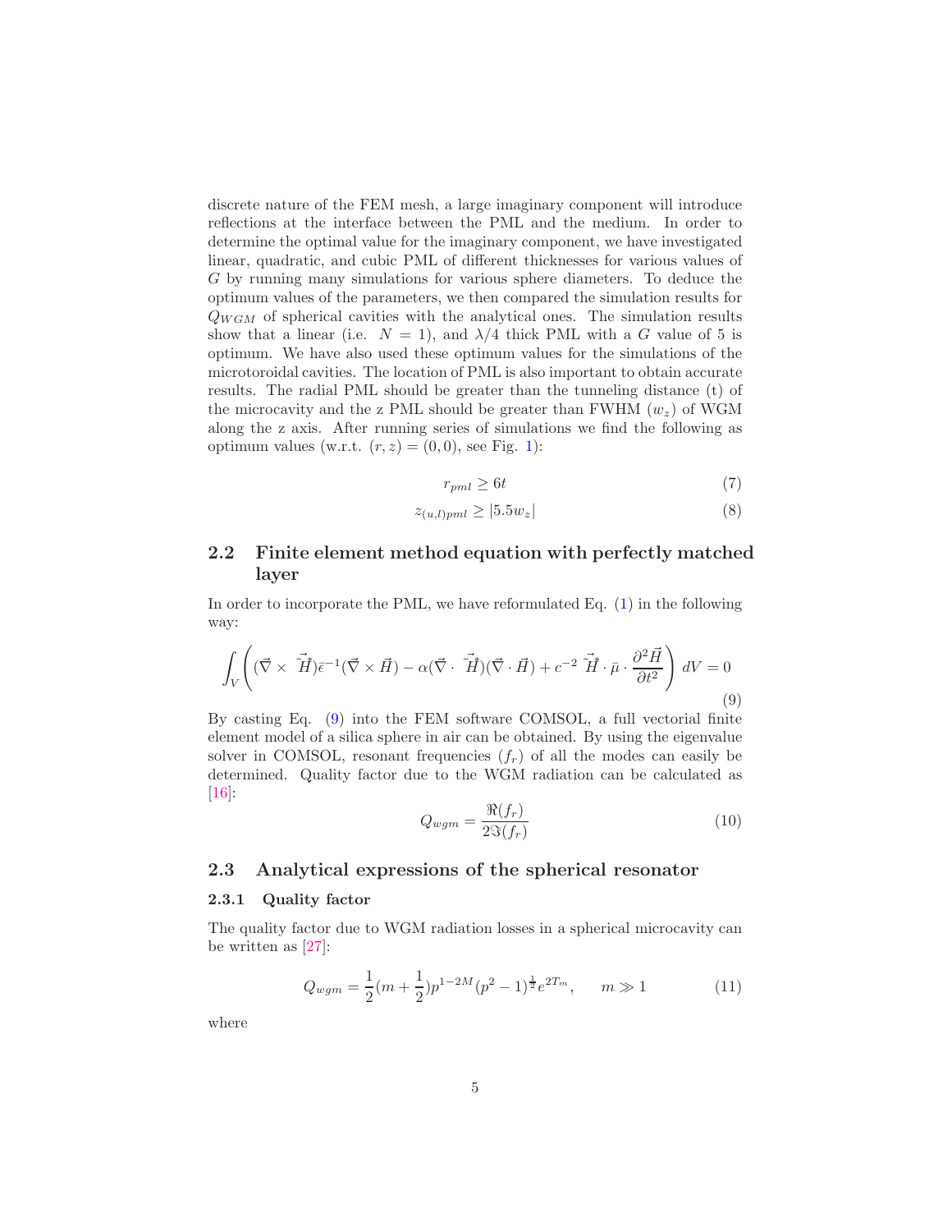discrete nature of the FEM mesh, a large imaginary component will introduce reflections at the interface between the PML and the medium. In order to determine the optimal value for the imaginary component, we have investigated linear, quadratic, and cubic PML of different thicknesses for various values of $G$ by running many simulations for various sphere diameters. To deduce the optimum values of the parameters, we then compared the simulation results for $Q_{WGM}$ of spherical cavities with the analytical ones. The simulation results show that a linear (i.e. $N = 1$), and $\lambda/4$ thick PML with a $G$ value of 5 is optimum. We have also used these optimum values for the simulations of the microtoroidal cavities. The location of PML is also important to obtain accurate results. The radial PML should be greater than the tunneling distance (t) of the microcavity and the z PML should be greater than FWHM ($w_z$) of WGM along the z axis. After running series of simulations we find the following as optimum values (w.r.t. $(r, z) = (0, 0)$, see Fig. 1):

$$r_{pml} \geq 6t \tag{7}$$

$$z_{(u,l)pml} \geq |5.5w_z| \tag{8}$$

## 2.2 Finite element method equation with perfectly matched layer

In order to incorporate the PML, we have reformulated Eq. (1) in the following way:

$$\int_V \left( (\vec{\nabla} \times \vec{H}^*)\bar{\epsilon}^{-1}(\vec{\nabla} \times \vec{H}) - \alpha(\vec{\nabla} \cdot \vec{H}^*)(\vec{\nabla} \cdot \vec{H}) + c^{-2}\, \vec{H}^* \cdot \bar{\mu} \cdot \frac{\partial^2 \vec{H}}{\partial t^2} \right) dV = 0 \tag{9}$$

By casting Eq. (9) into the FEM software COMSOL, a full vectorial finite element model of a silica sphere in air can be obtained. By using the eigenvalue solver in COMSOL, resonant frequencies ($f_r$) of all the modes can easily be determined. Quality factor due to the WGM radiation can be calculated as [16]:

$$Q_{wgm} = \frac{\Re(f_r)}{2\Im(f_r)} \tag{10}$$

## 2.3 Analytical expressions of the spherical resonator

### 2.3.1 Quality factor

The quality factor due to WGM radiation losses in a spherical microcavity can be written as [27]:

$$Q_{wgm} = \frac{1}{2}(m + \frac{1}{2})p^{1-2M}(p^2 - 1)^{\frac{1}{2}}e^{2T_m}, \qquad m \gg 1 \tag{11}$$

where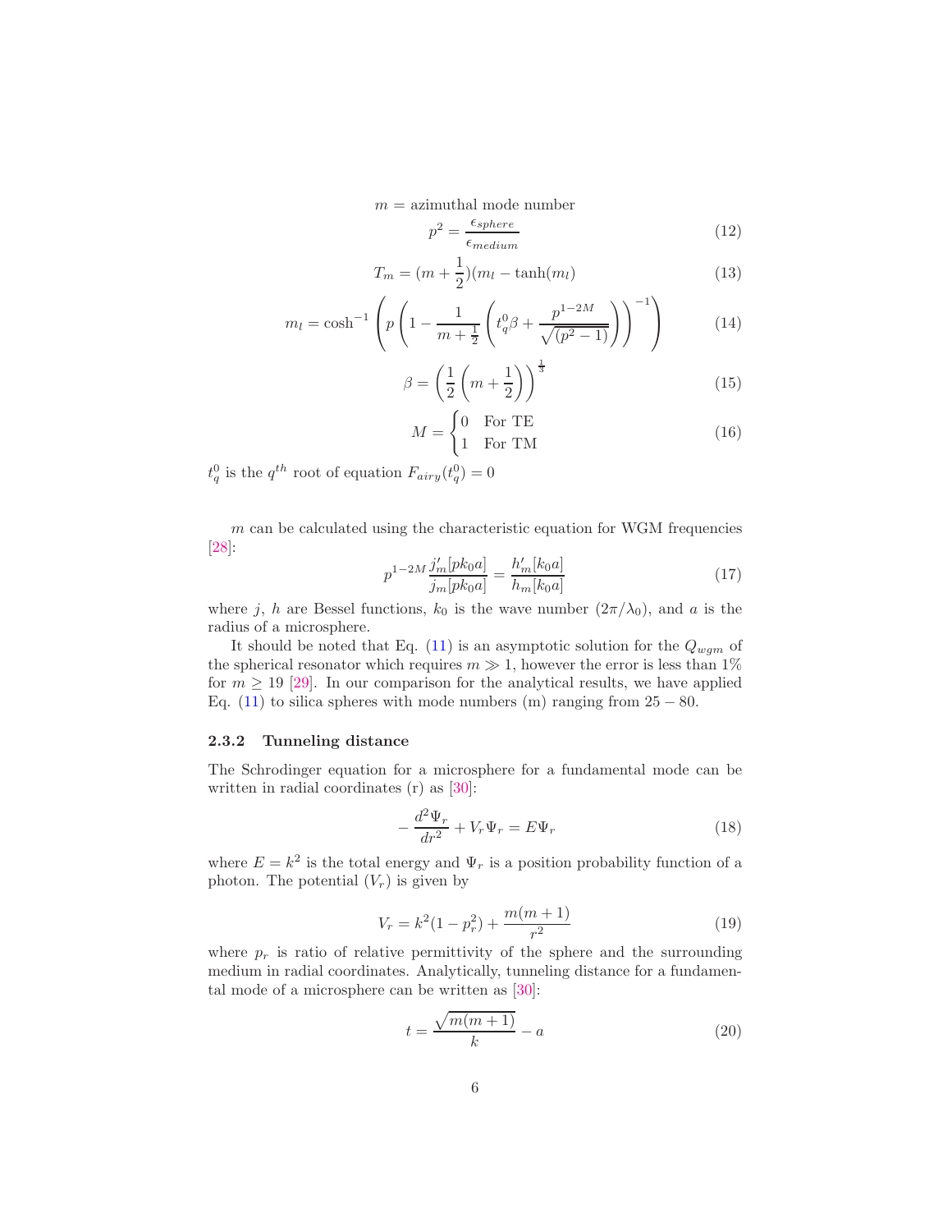$m$ = azimuthal mode number

$$p^2 = \frac{\epsilon_{sphere}}{\epsilon_{medium}} \tag{12}$$

$$T_m = (m + \frac{1}{2})(m_l - \tanh(m_l)) \tag{13}$$

$$m_l = \cosh^{-1}\left(p\left(1 - \frac{1}{m + \frac{1}{2}}\left(t_q^0\beta + \frac{p^{1-2M}}{\sqrt{(p^2-1)}}\right)\right)^{-1}\right) \tag{14}$$

$$\beta = \left(\frac{1}{2}\left(m + \frac{1}{2}\right)\right)^{\frac{1}{3}} \tag{15}$$

$$M = \begin{cases} 0 & \text{For TE} \\ 1 & \text{For TM} \end{cases} \tag{16}$$

$t_q^0$ is the $q^{th}$ root of equation $F_{airy}(t_q^0) = 0$

$m$ can be calculated using the characteristic equation for WGM frequencies [28]:

$$p^{1-2M}\frac{j'_m[pk_0a]}{j_m[pk_0a]} = \frac{h'_m[k_0a]}{h_m[k_0a]} \tag{17}$$

where $j$, $h$ are Bessel functions, $k_0$ is the wave number ($2\pi/\lambda_0$), and $a$ is the radius of a microsphere.

It should be noted that Eq. (11) is an asymptotic solution for the $Q_{wgm}$ of the spherical resonator which requires $m \gg 1$, however the error is less than 1% for $m \geq 19$ [29]. In our comparison for the analytical results, we have applied Eq. (11) to silica spheres with mode numbers (m) ranging from $25 - 80$.

### 2.3.2 Tunneling distance

The Schrodinger equation for a microsphere for a fundamental mode can be written in radial coordinates (r) as [30]:

$$-\frac{d^2\Psi_r}{dr^2} + V_r\Psi_r = E\Psi_r \tag{18}$$

where $E = k^2$ is the total energy and $\Psi_r$ is a position probability function of a photon. The potential ($V_r$) is given by

$$V_r = k^2(1 - p_r^2) + \frac{m(m+1)}{r^2} \tag{19}$$

where $p_r$ is ratio of relative permittivity of the sphere and the surrounding medium in radial coordinates. Analytically, tunneling distance for a fundamental mode of a microsphere can be written as [30]:

$$t = \frac{\sqrt{m(m+1)}}{k} - a \tag{20}$$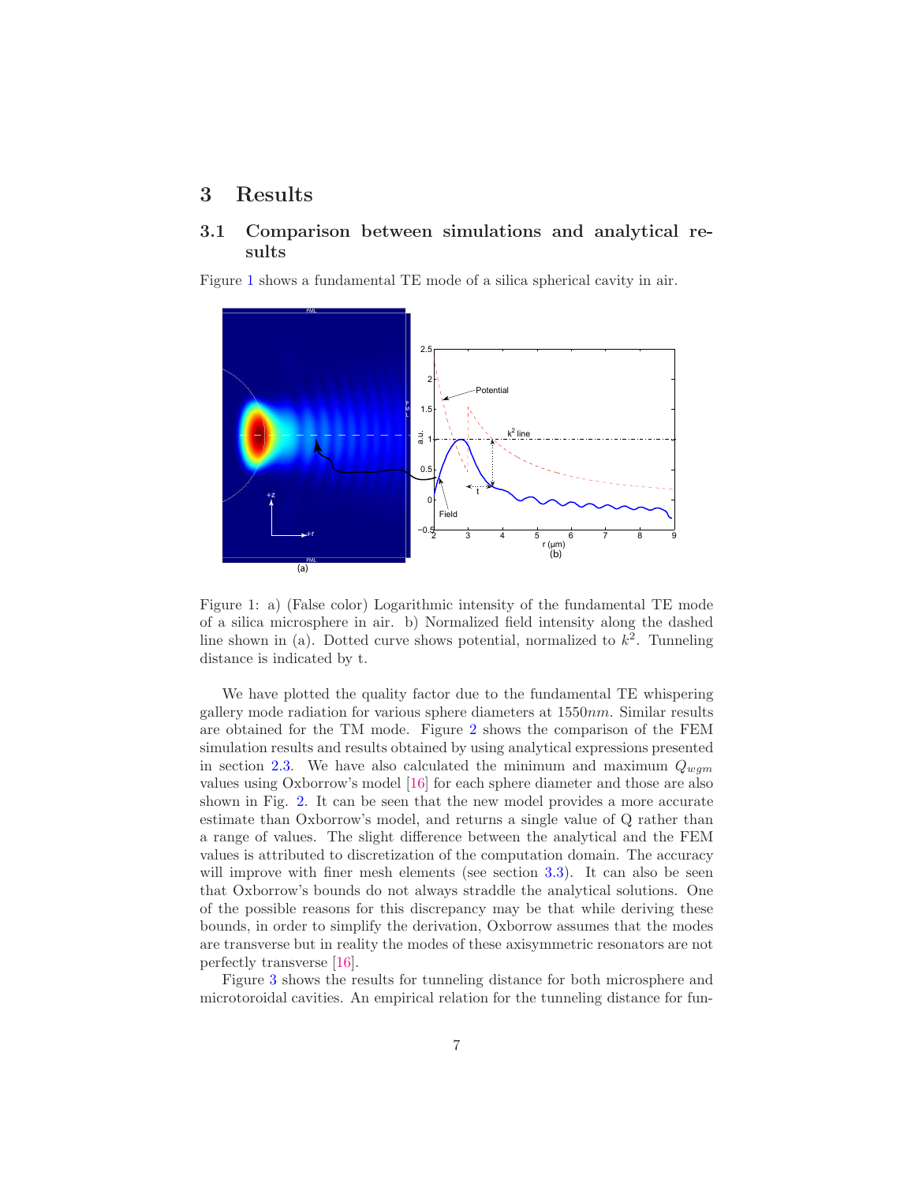# 3 Results

## 3.1 Comparison between simulations and analytical results

Figure 1 shows a fundamental TE mode of a silica spherical cavity in air.

Figure 1: a) (False color) Logarithmic intensity of the fundamental TE mode of a silica microsphere in air. b) Normalized field intensity along the dashed line shown in (a). Dotted curve shows potential, normalized to $k^2$. Tunneling distance is indicated by t.

We have plotted the quality factor due to the fundamental TE whispering gallery mode radiation for various sphere diameters at $1550nm$. Similar results are obtained for the TM mode. Figure 2 shows the comparison of the FEM simulation results and results obtained by using analytical expressions presented in section 2.3. We have also calculated the minimum and maximum $Q_{wgm}$ values using Oxborrow's model [16] for each sphere diameter and those are also shown in Fig. 2. It can be seen that the new model provides a more accurate estimate than Oxborrow's model, and returns a single value of Q rather than a range of values. The slight difference between the analytical and the FEM values is attributed to discretization of the computation domain. The accuracy will improve with finer mesh elements (see section 3.3). It can also be seen that Oxborrow's bounds do not always straddle the analytical solutions. One of the possible reasons for this discrepancy may be that while deriving these bounds, in order to simplify the derivation, Oxborrow assumes that the modes are transverse but in reality the modes of these axisymmetric resonators are not perfectly transverse [16].

Figure 3 shows the results for tunneling distance for both microsphere and microtoroidal cavities. An empirical relation for the tunneling distance for fun-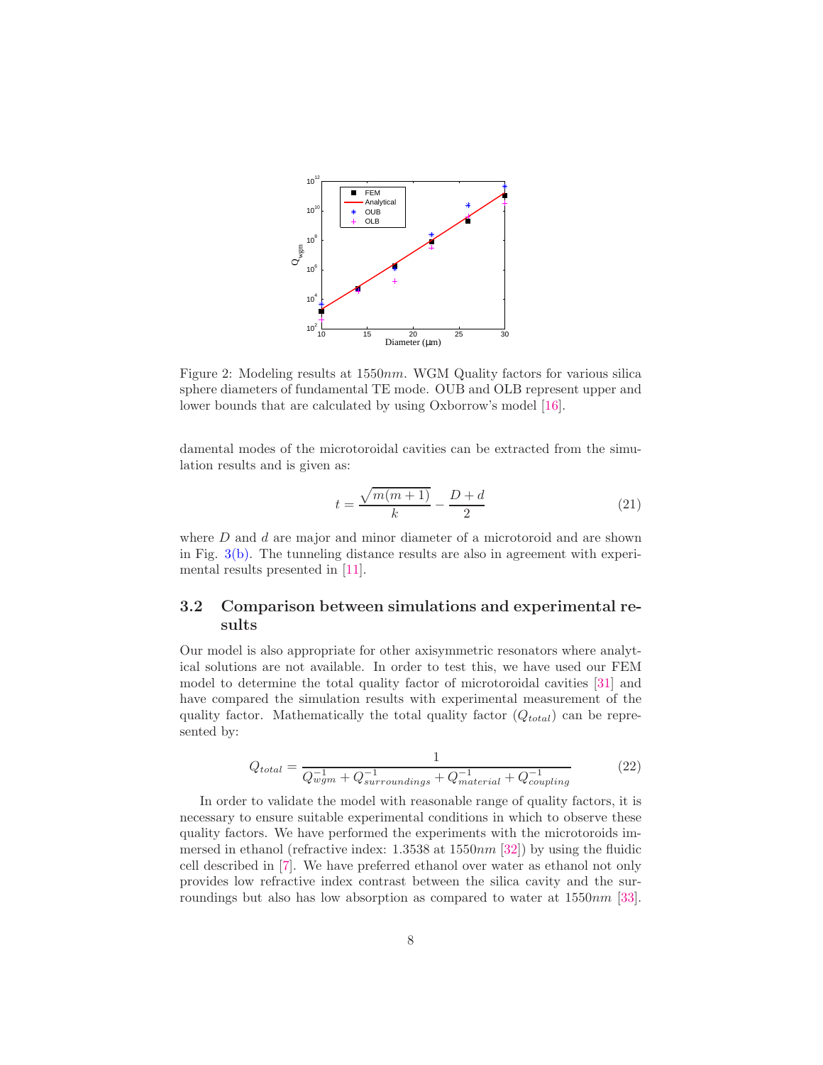Figure 2: Modeling results at $1550nm$. WGM Quality factors for various silica sphere diameters of fundamental TE mode. OUB and OLB represent upper and lower bounds that are calculated by using Oxborrow's model [16].

damental modes of the microtoroidal cavities can be extracted from the simulation results and is given as:

$$t = \frac{\sqrt{m(m+1)}}{k} - \frac{D+d}{2} \tag{21}$$

where $D$ and $d$ are major and minor diameter of a microtoroid and are shown in Fig. 3(b). The tunneling distance results are also in agreement with experimental results presented in [11].

### 3.2 Comparison between simulations and experimental results

Our model is also appropriate for other axisymmetric resonators where analytical solutions are not available. In order to test this, we have used our FEM model to determine the total quality factor of microtoroidal cavities [31] and have compared the simulation results with experimental measurement of the quality factor. Mathematically the total quality factor ($Q_{total}$) can be represented by:

$$Q_{total} = \frac{1}{Q_{wgm}^{-1} + Q_{surroundings}^{-1} + Q_{material}^{-1} + Q_{coupling}^{-1}} \tag{22}$$

In order to validate the model with reasonable range of quality factors, it is necessary to ensure suitable experimental conditions in which to observe these quality factors. We have performed the experiments with the microtoroids immersed in ethanol (refractive index: 1.3538 at $1550nm$ [32]) by using the fluidic cell described in [7]. We have preferred ethanol over water as ethanol not only provides low refractive index contrast between the silica cavity and the surroundings but also has low absorption as compared to water at $1550nm$ [33].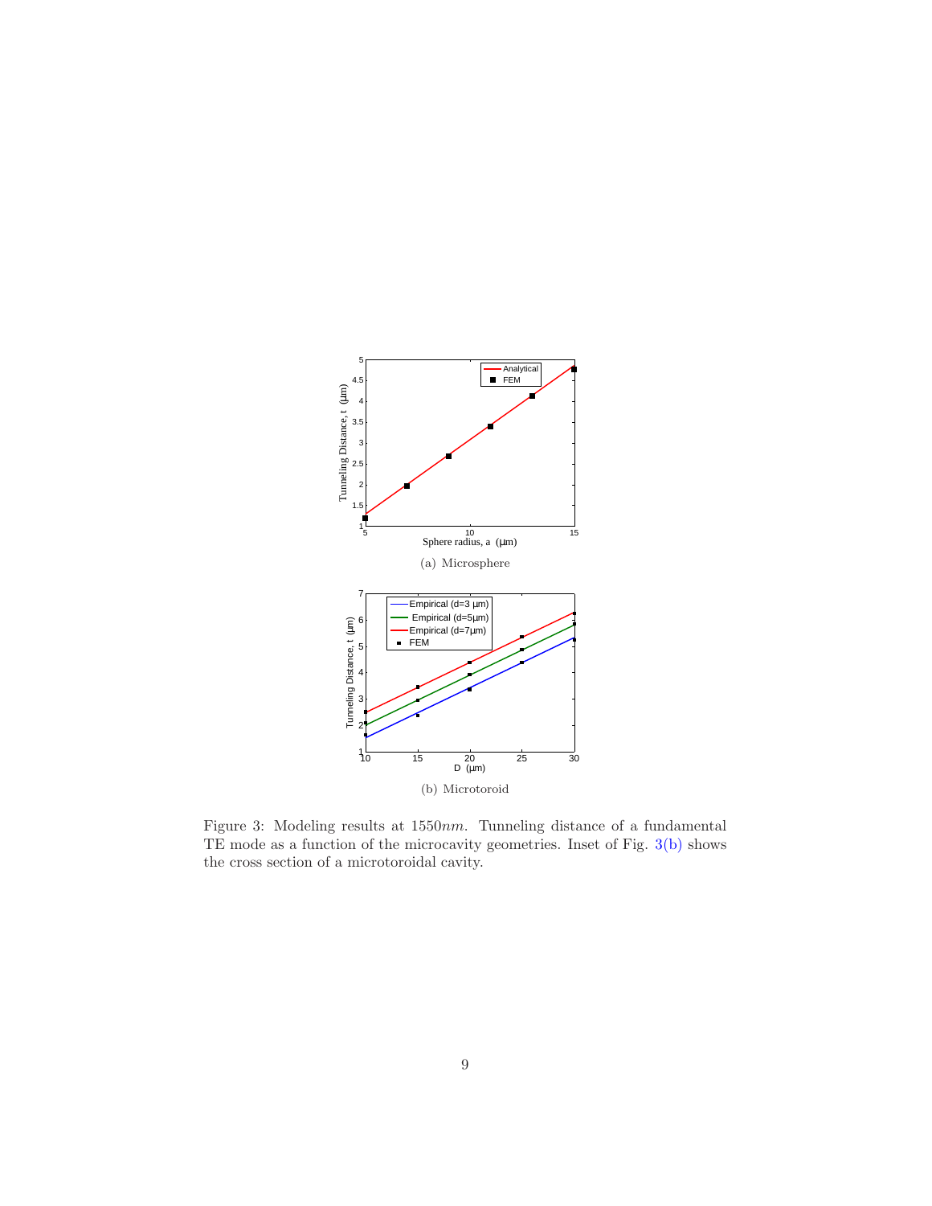(a) Microsphere

(b) Microtoroid

Figure 3: Modeling results at $1550nm$. Tunneling distance of a fundamental TE mode as a function of the microcavity geometries. Inset of Fig. 3(b) shows the cross section of a microtoroidal cavity.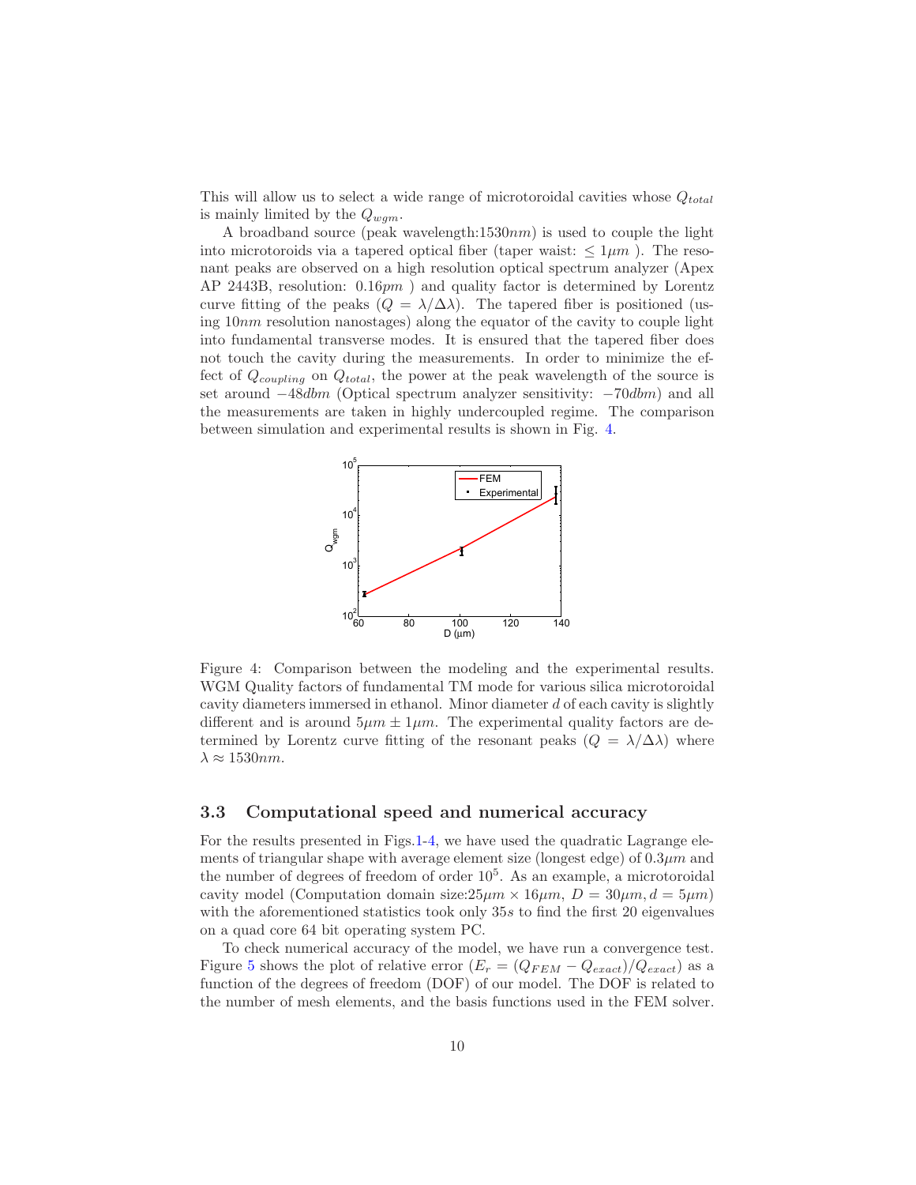This will allow us to select a wide range of microtoroidal cavities whose $Q_{total}$ is mainly limited by the $Q_{wgm}$.

A broadband source (peak wavelength:1530$nm$) is used to couple the light into microtoroids via a tapered optical fiber (taper waist: $\leq 1\mu m$ ). The resonant peaks are observed on a high resolution optical spectrum analyzer (Apex AP 2443B, resolution: $0.16pm$ ) and quality factor is determined by Lorentz curve fitting of the peaks ($Q = \lambda/\Delta\lambda$). The tapered fiber is positioned (using $10nm$ resolution nanostages) along the equator of the cavity to couple light into fundamental transverse modes. It is ensured that the tapered fiber does not touch the cavity during the measurements. In order to minimize the effect of $Q_{coupling}$ on $Q_{total}$, the power at the peak wavelength of the source is set around $-48dbm$ (Optical spectrum analyzer sensitivity: $-70dbm$) and all the measurements are taken in highly undercoupled regime. The comparison between simulation and experimental results is shown in Fig. 4.

Figure 4: Comparison between the modeling and the experimental results. WGM Quality factors of fundamental TM mode for various silica microtoroidal cavity diameters immersed in ethanol. Minor diameter $d$ of each cavity is slightly different and is around $5\mu m \pm 1\mu m$. The experimental quality factors are determined by Lorentz curve fitting of the resonant peaks ($Q = \lambda/\Delta\lambda$) where $\lambda \approx 1530nm$.

### 3.3 Computational speed and numerical accuracy

For the results presented in Figs.1-4, we have used the quadratic Lagrange elements of triangular shape with average element size (longest edge) of $0.3\mu m$ and the number of degrees of freedom of order $10^5$. As an example, a microtoroidal cavity model (Computation domain size:$25\mu m \times 16\mu m$, $D = 30\mu m, d = 5\mu m$) with the aforementioned statistics took only $35s$ to find the first 20 eigenvalues on a quad core 64 bit operating system PC.

To check numerical accuracy of the model, we have run a convergence test. Figure 5 shows the plot of relative error ($E_r = (Q_{FEM} - Q_{exact})/Q_{exact}$) as a function of the degrees of freedom (DOF) of our model. The DOF is related to the number of mesh elements, and the basis functions used in the FEM solver.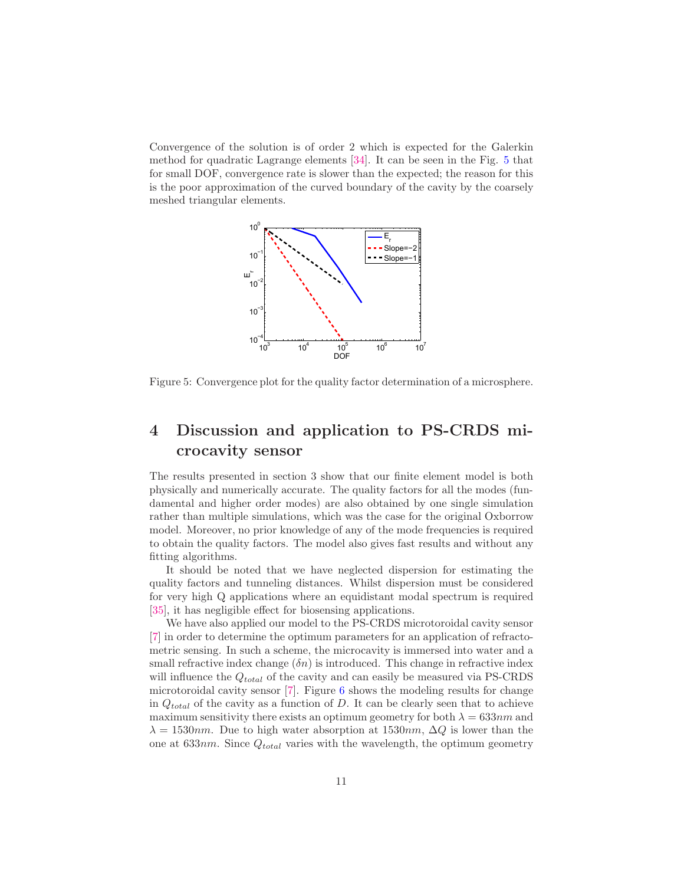Convergence of the solution is of order 2 which is expected for the Galerkin method for quadratic Lagrange elements [34]. It can be seen in the Fig. 5 that for small DOF, convergence rate is slower than the expected; the reason for this is the poor approximation of the curved boundary of the cavity by the coarsely meshed triangular elements.

Figure 5: Convergence plot for the quality factor determination of a microsphere.

# 4 Discussion and application to PS-CRDS microcavity sensor

The results presented in section 3 show that our finite element model is both physically and numerically accurate. The quality factors for all the modes (fundamental and higher order modes) are also obtained by one single simulation rather than multiple simulations, which was the case for the original Oxborrow model. Moreover, no prior knowledge of any of the mode frequencies is required to obtain the quality factors. The model also gives fast results and without any fitting algorithms.

It should be noted that we have neglected dispersion for estimating the quality factors and tunneling distances. Whilst dispersion must be considered for very high Q applications where an equidistant modal spectrum is required [35], it has negligible effect for biosensing applications.

We have also applied our model to the PS-CRDS microtoroidal cavity sensor [7] in order to determine the optimum parameters for an application of refractometric sensing. In such a scheme, the microcavity is immersed into water and a small refractive index change ($\delta n$) is introduced. This change in refractive index will influence the $Q_{total}$ of the cavity and can easily be measured via PS-CRDS microtoroidal cavity sensor [7]. Figure 6 shows the modeling results for change in $Q_{total}$ of the cavity as a function of $D$. It can be clearly seen that to achieve maximum sensitivity there exists an optimum geometry for both $\lambda = 633nm$ and $\lambda = 1530nm$. Due to high water absorption at $1530nm$, $\Delta Q$ is lower than the one at $633nm$. Since $Q_{total}$ varies with the wavelength, the optimum geometry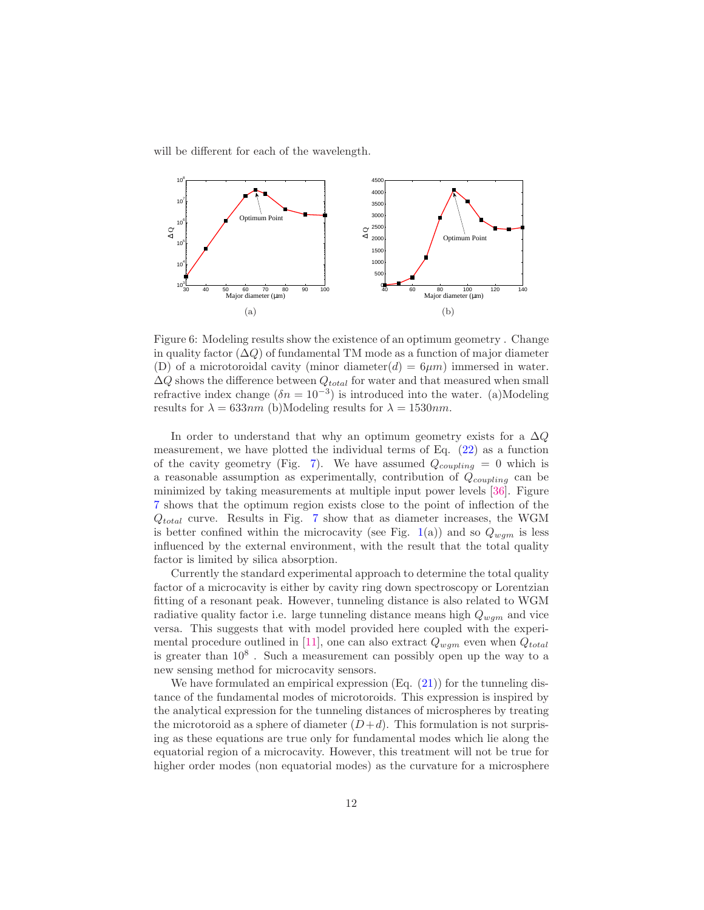will be different for each of the wavelength.

Figure 6: Modeling results show the existence of an optimum geometry . Change in quality factor ($\Delta Q$) of fundamental TM mode as a function of major diameter (D) of a microtoroidal cavity (minor diameter($d$) = $6\mu m$) immersed in water. $\Delta Q$ shows the difference between $Q_{total}$ for water and that measured when small refractive index change ($\delta n = 10^{-3}$) is introduced into the water. (a)Modeling results for $\lambda = 633nm$ (b)Modeling results for $\lambda = 1530nm$.

In order to understand that why an optimum geometry exists for a $\Delta Q$ measurement, we have plotted the individual terms of Eq. (22) as a function of the cavity geometry (Fig. 7). We have assumed $Q_{coupling} = 0$ which is a reasonable assumption as experimentally, contribution of $Q_{coupling}$ can be minimized by taking measurements at multiple input power levels [36]. Figure 7 shows that the optimum region exists close to the point of inflection of the $Q_{total}$ curve. Results in Fig. 7 show that as diameter increases, the WGM is better confined within the microcavity (see Fig. 1(a)) and so $Q_{wgm}$ is less influenced by the external environment, with the result that the total quality factor is limited by silica absorption.

Currently the standard experimental approach to determine the total quality factor of a microcavity is either by cavity ring down spectroscopy or Lorentzian fitting of a resonant peak. However, tunneling distance is also related to WGM radiative quality factor i.e. large tunneling distance means high $Q_{wgm}$ and vice versa. This suggests that with model provided here coupled with the experimental procedure outlined in [11], one can also extract $Q_{wgm}$ even when $Q_{total}$ is greater than $10^8$ . Such a measurement can possibly open up the way to a new sensing method for microcavity sensors.

We have formulated an empirical expression (Eq. (21)) for the tunneling distance of the fundamental modes of microtoroids. This expression is inspired by the analytical expression for the tunneling distances of microspheres by treating the microtoroid as a sphere of diameter $(D+d)$. This formulation is not surprising as these equations are true only for fundamental modes which lie along the equatorial region of a microcavity. However, this treatment will not be true for higher order modes (non equatorial modes) as the curvature for a microsphere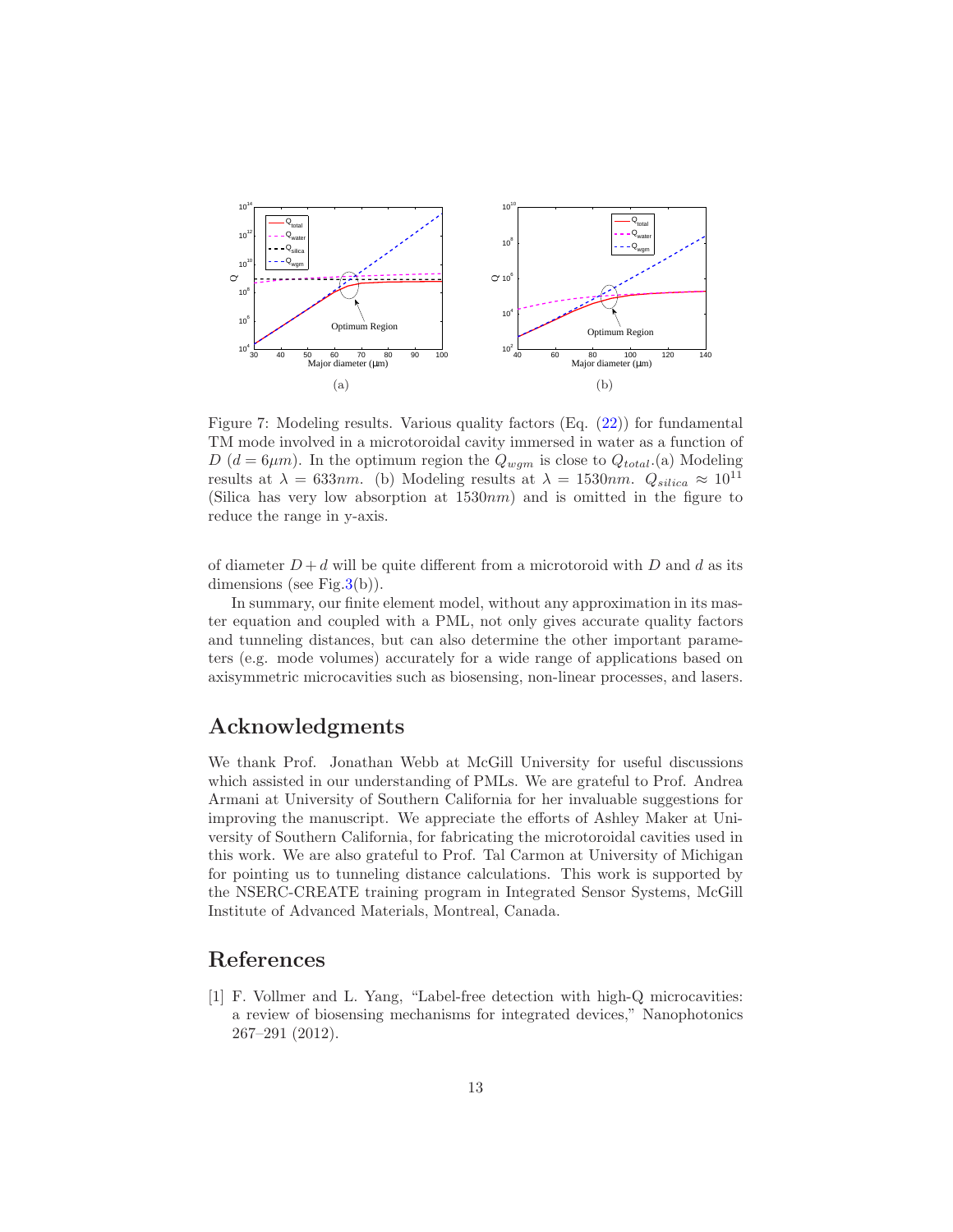Figure 7: Modeling results. Various quality factors (Eq. (22)) for fundamental TM mode involved in a microtoroidal cavity immersed in water as a function of $D$ ($d = 6\mu m$). In the optimum region the $Q_{wgm}$ is close to $Q_{total}$.(a) Modeling results at $\lambda = 633nm$. (b) Modeling results at $\lambda = 1530nm$. $Q_{silica} \approx 10^{11}$ (Silica has very low absorption at $1530nm$) and is omitted in the figure to reduce the range in y-axis.

of diameter $D + d$ will be quite different from a microtoroid with $D$ and $d$ as its dimensions (see Fig.3(b)).

In summary, our finite element model, without any approximation in its master equation and coupled with a PML, not only gives accurate quality factors and tunneling distances, but can also determine the other important parameters (e.g. mode volumes) accurately for a wide range of applications based on axisymmetric microcavities such as biosensing, non-linear processes, and lasers.

## Acknowledgments

We thank Prof. Jonathan Webb at McGill University for useful discussions which assisted in our understanding of PMLs. We are grateful to Prof. Andrea Armani at University of Southern California for her invaluable suggestions for improving the manuscript. We appreciate the efforts of Ashley Maker at University of Southern California, for fabricating the microtoroidal cavities used in this work. We are also grateful to Prof. Tal Carmon at University of Michigan for pointing us to tunneling distance calculations. This work is supported by the NSERC-CREATE training program in Integrated Sensor Systems, McGill Institute of Advanced Materials, Montreal, Canada.

## References

[1] F. Vollmer and L. Yang, "Label-free detection with high-Q microcavities: a review of biosensing mechanisms for integrated devices," Nanophotonics 267–291 (2012).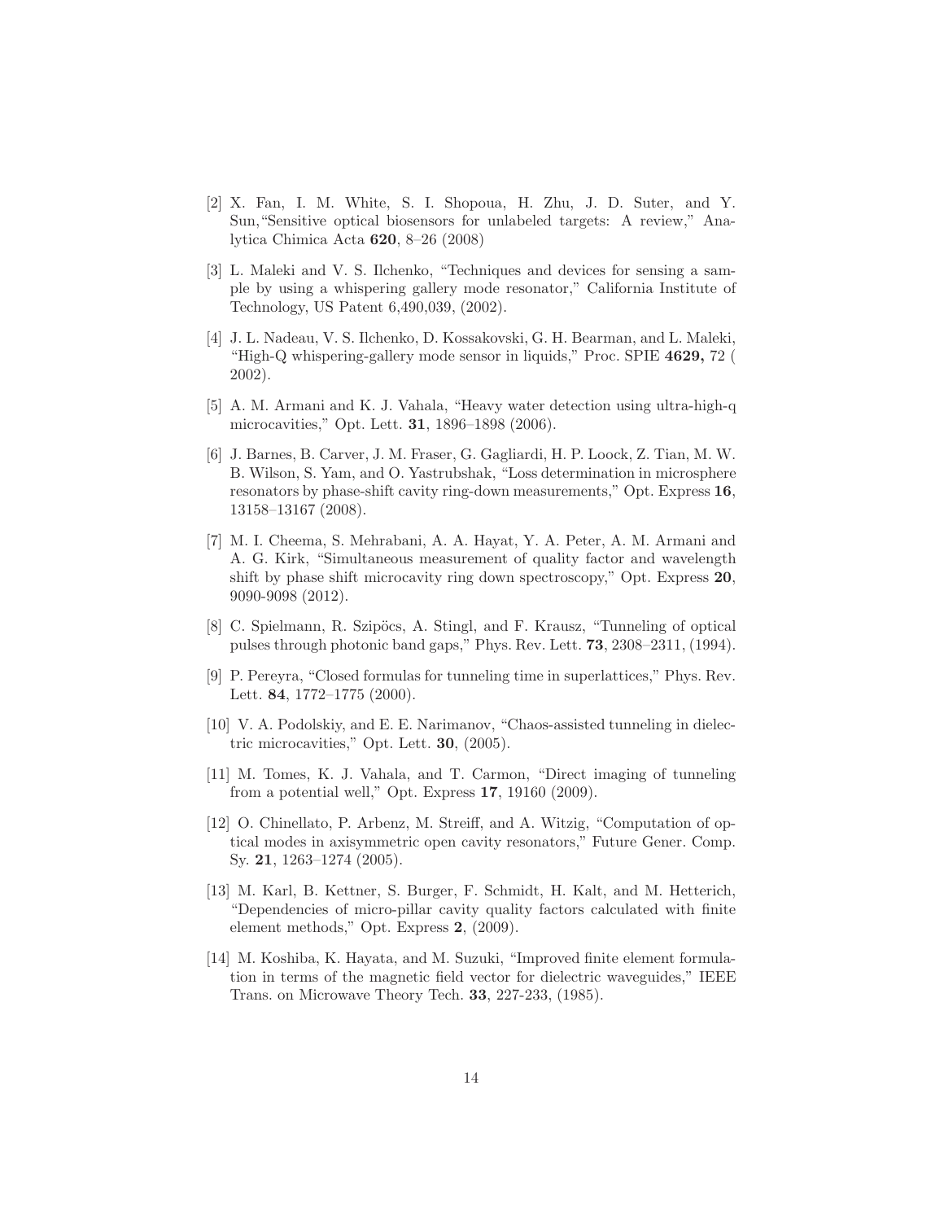[2] X. Fan, I. M. White, S. I. Shopoua, H. Zhu, J. D. Suter, and Y. Sun,"Sensitive optical biosensors for unlabeled targets: A review," Analytica Chimica Acta **620**, 8–26 (2008)

[3] L. Maleki and V. S. Ilchenko, "Techniques and devices for sensing a sample by using a whispering gallery mode resonator," California Institute of Technology, US Patent 6,490,039, (2002).

[4] J. L. Nadeau, V. S. Ilchenko, D. Kossakovski, G. H. Bearman, and L. Maleki, "High-Q whispering-gallery mode sensor in liquids," Proc. SPIE **4629,** 72 ( 2002).

[5] A. M. Armani and K. J. Vahala, "Heavy water detection using ultra-high-q microcavities," Opt. Lett. **31**, 1896–1898 (2006).

[6] J. Barnes, B. Carver, J. M. Fraser, G. Gagliardi, H. P. Loock, Z. Tian, M. W. B. Wilson, S. Yam, and O. Yastrubshak, "Loss determination in microsphere resonators by phase-shift cavity ring-down measurements," Opt. Express **16**, 13158–13167 (2008).

[7] M. I. Cheema, S. Mehrabani, A. A. Hayat, Y. A. Peter, A. M. Armani and A. G. Kirk, "Simultaneous measurement of quality factor and wavelength shift by phase shift microcavity ring down spectroscopy," Opt. Express **20**, 9090-9098 (2012).

[8] C. Spielmann, R. Szipöcs, A. Stingl, and F. Krausz, "Tunneling of optical pulses through photonic band gaps," Phys. Rev. Lett. **73**, 2308–2311, (1994).

[9] P. Pereyra, "Closed formulas for tunneling time in superlattices," Phys. Rev. Lett. **84**, 1772–1775 (2000).

[10] V. A. Podolskiy, and E. E. Narimanov, "Chaos-assisted tunneling in dielectric microcavities," Opt. Lett. **30**, (2005).

[11] M. Tomes, K. J. Vahala, and T. Carmon, "Direct imaging of tunneling from a potential well," Opt. Express **17**, 19160 (2009).

[12] O. Chinellato, P. Arbenz, M. Streiff, and A. Witzig, "Computation of optical modes in axisymmetric open cavity resonators," Future Gener. Comp. Sy. **21**, 1263–1274 (2005).

[13] M. Karl, B. Kettner, S. Burger, F. Schmidt, H. Kalt, and M. Hetterich, "Dependencies of micro-pillar cavity quality factors calculated with finite element methods," Opt. Express **2**, (2009).

[14] M. Koshiba, K. Hayata, and M. Suzuki, "Improved finite element formulation in terms of the magnetic field vector for dielectric waveguides," IEEE Trans. on Microwave Theory Tech. **33**, 227-233, (1985).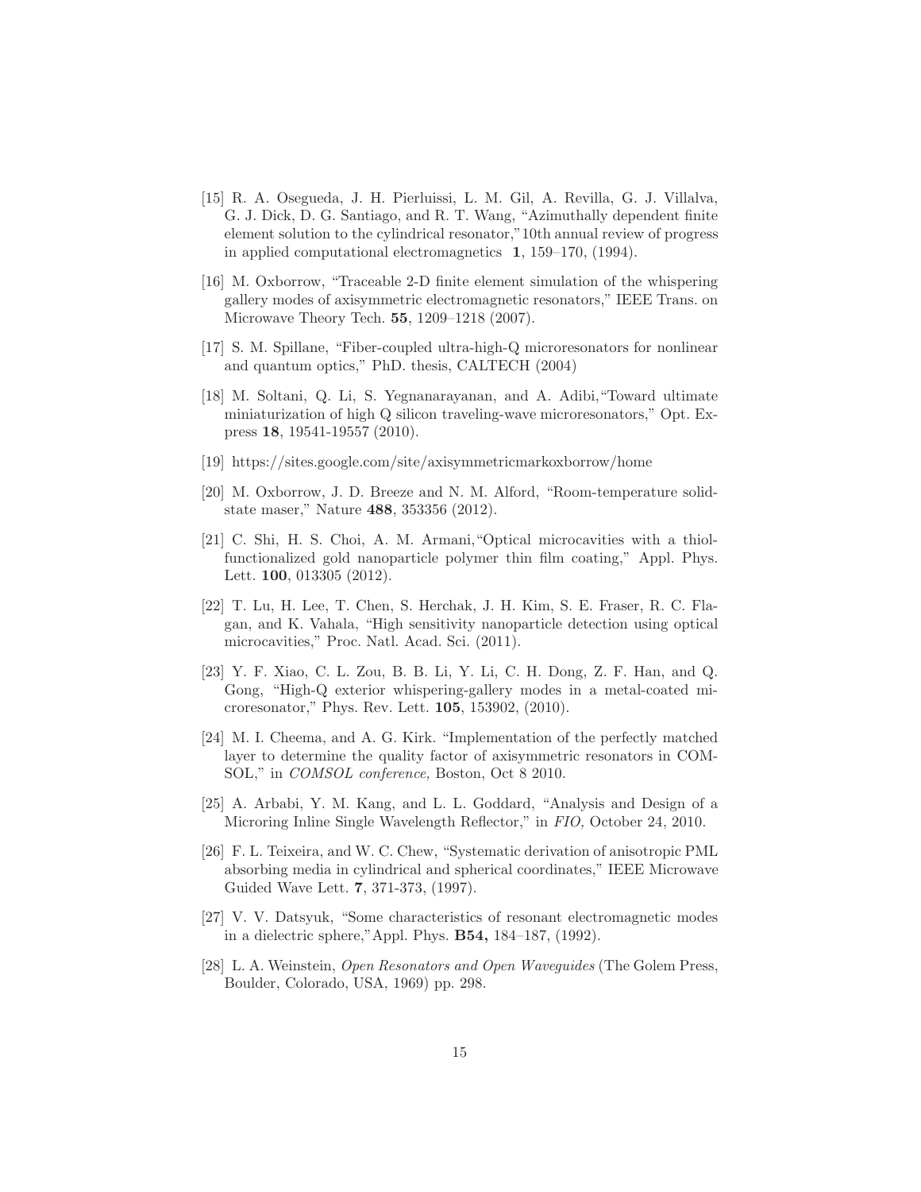[15] R. A. Osegueda, J. H. Pierluissi, L. M. Gil, A. Revilla, G. J. Villalva, G. J. Dick, D. G. Santiago, and R. T. Wang, "Azimuthally dependent finite element solution to the cylindrical resonator,"10th annual review of progress in applied computational electromagnetics **1**, 159–170, (1994).

[16] M. Oxborrow, "Traceable 2-D finite element simulation of the whispering gallery modes of axisymmetric electromagnetic resonators," IEEE Trans. on Microwave Theory Tech. **55**, 1209–1218 (2007).

[17] S. M. Spillane, "Fiber-coupled ultra-high-Q microresonators for nonlinear and quantum optics," PhD. thesis, CALTECH (2004)

[18] M. Soltani, Q. Li, S. Yegnanarayanan, and A. Adibi,"Toward ultimate miniaturization of high Q silicon traveling-wave microresonators," Opt. Express **18**, 19541-19557 (2010).

[19] https://sites.google.com/site/axisymmetricmarkoxborrow/home

[20] M. Oxborrow, J. D. Breeze and N. M. Alford, "Room-temperature solid-state maser," Nature **488**, 353356 (2012).

[21] C. Shi, H. S. Choi, A. M. Armani,"Optical microcavities with a thiol-functionalized gold nanoparticle polymer thin film coating," Appl. Phys. Lett. **100**, 013305 (2012).

[22] T. Lu, H. Lee, T. Chen, S. Herchak, J. H. Kim, S. E. Fraser, R. C. Flagan, and K. Vahala, "High sensitivity nanoparticle detection using optical microcavities," Proc. Natl. Acad. Sci. (2011).

[23] Y. F. Xiao, C. L. Zou, B. B. Li, Y. Li, C. H. Dong, Z. F. Han, and Q. Gong, "High-Q exterior whispering-gallery modes in a metal-coated microresonator," Phys. Rev. Lett. **105**, 153902, (2010).

[24] M. I. Cheema, and A. G. Kirk. "Implementation of the perfectly matched layer to determine the quality factor of axisymmetric resonators in COMSOL," in *COMSOL conference,* Boston, Oct 8 2010.

[25] A. Arbabi, Y. M. Kang, and L. L. Goddard, "Analysis and Design of a Microring Inline Single Wavelength Reflector," in *FIO,* October 24, 2010.

[26] F. L. Teixeira, and W. C. Chew, "Systematic derivation of anisotropic PML absorbing media in cylindrical and spherical coordinates," IEEE Microwave Guided Wave Lett. **7**, 371-373, (1997).

[27] V. V. Datsyuk, "Some characteristics of resonant electromagnetic modes in a dielectric sphere,"Appl. Phys. **B54,** 184–187, (1992).

[28] L. A. Weinstein, *Open Resonators and Open Waveguides* (The Golem Press, Boulder, Colorado, USA, 1969) pp. 298.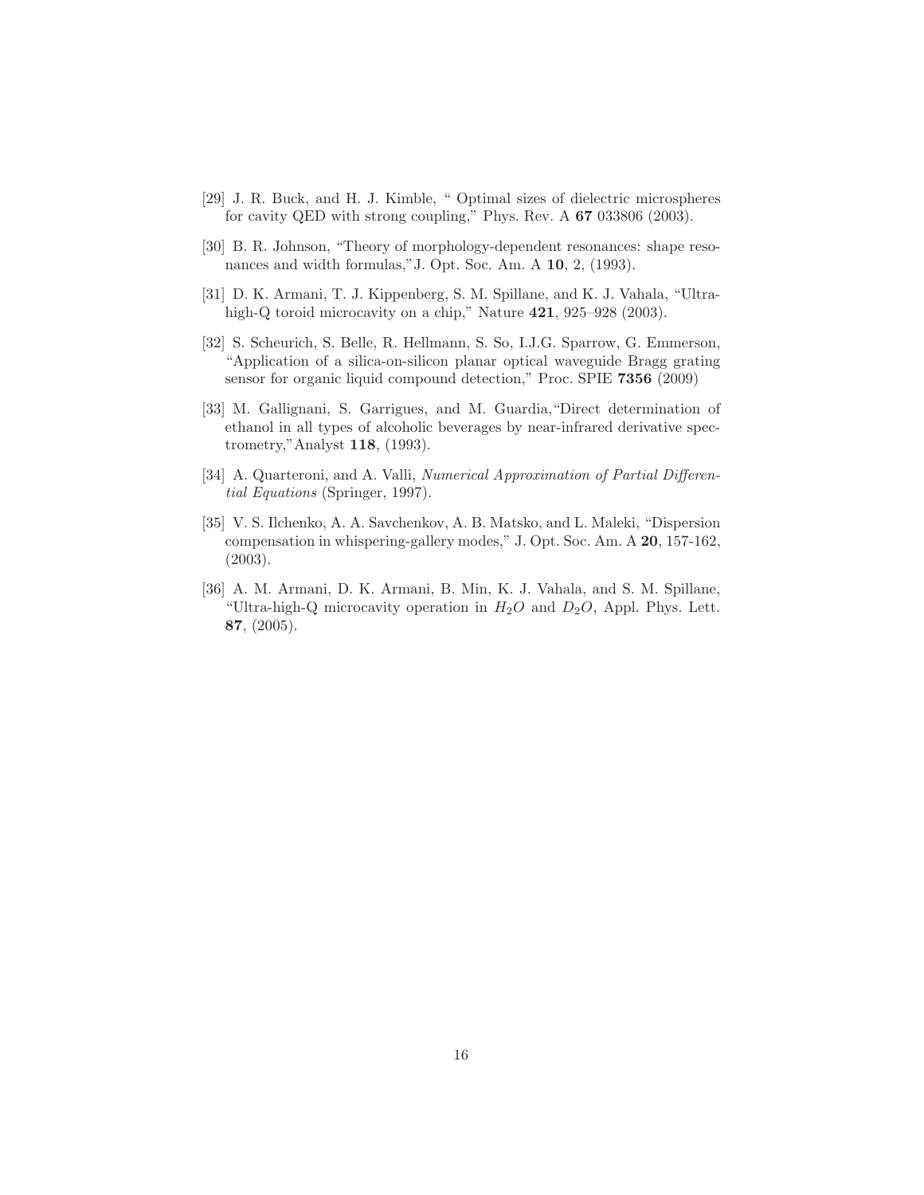[29] J. R. Buck, and H. J. Kimble, " Optimal sizes of dielectric microspheres for cavity QED with strong coupling," Phys. Rev. A **67** 033806 (2003).

[30] B. R. Johnson, "Theory of morphology-dependent resonances: shape resonances and width formulas,"J. Opt. Soc. Am. A **10**, 2, (1993).

[31] D. K. Armani, T. J. Kippenberg, S. M. Spillane, and K. J. Vahala, "Ultra-high-Q toroid microcavity on a chip," Nature **421**, 925–928 (2003).

[32] S. Scheurich, S. Belle, R. Hellmann, S. So, I.J.G. Sparrow, G. Emmerson, "Application of a silica-on-silicon planar optical waveguide Bragg grating sensor for organic liquid compound detection," Proc. SPIE **7356** (2009)

[33] M. Gallignani, S. Garrigues, and M. Guardia,"Direct determination of ethanol in all types of alcoholic beverages by near-infrared derivative spectrometry,"Analyst **118**, (1993).

[34] A. Quarteroni, and A. Valli, *Numerical Approximation of Partial Differential Equations* (Springer, 1997).

[35] V. S. Ilchenko, A. A. Savchenkov, A. B. Matsko, and L. Maleki, "Dispersion compensation in whispering-gallery modes," J. Opt. Soc. Am. A **20**, 157-162, (2003).

[36] A. M. Armani, D. K. Armani, B. Min, K. J. Vahala, and S. M. Spillane, "Ultra-high-Q microcavity operation in $H_2O$ and $D_2O$, Appl. Phys. Lett. **87**, (2005).